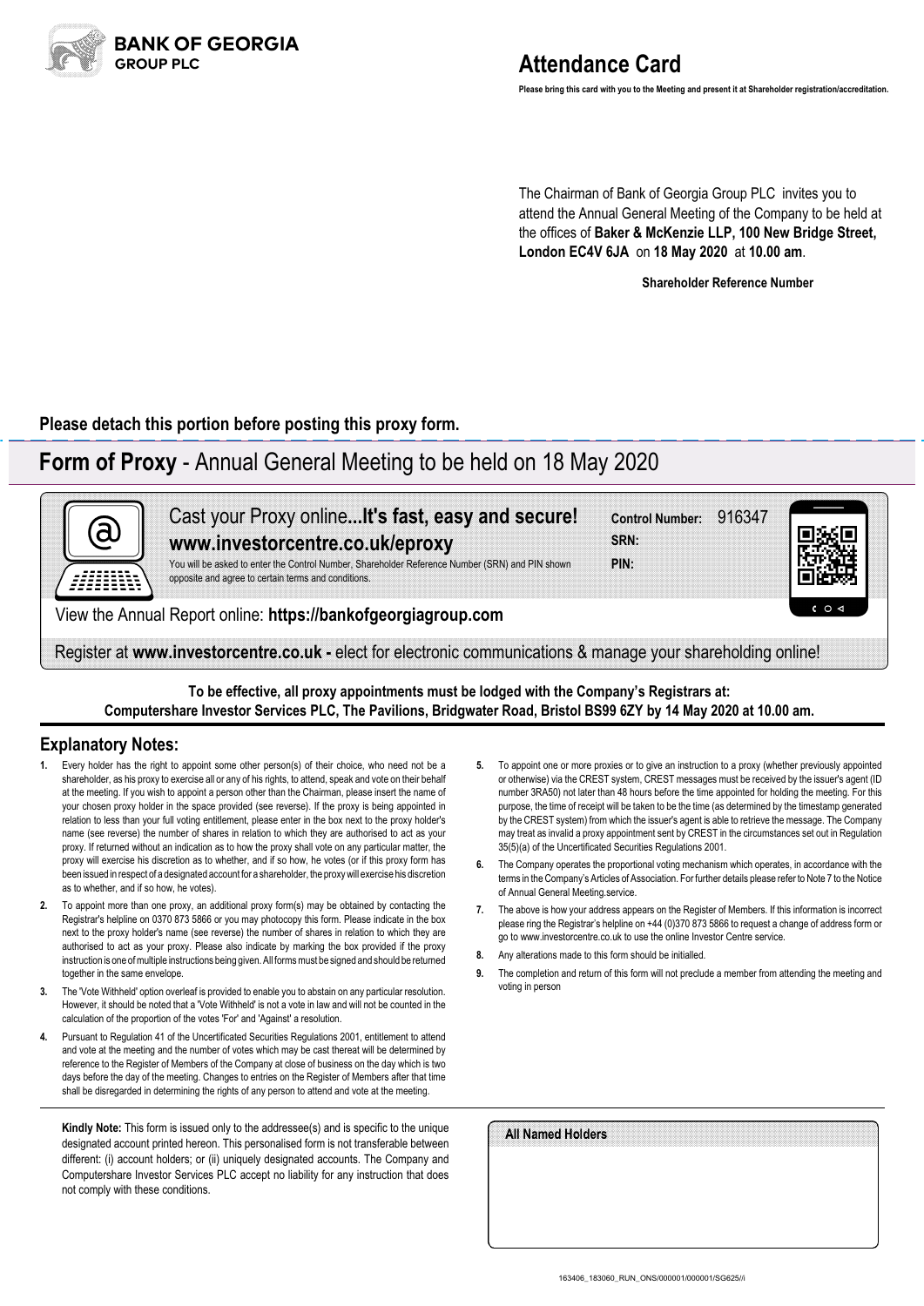**BANK OF GEORGIA GROUP PLC**

# Attendance Card

**Please bring this card with you to the Meeting and present it at Shareholder registration/accreditation.**

The Chairman of Bank of Georgia Group PLC invites you to attend the Annual General Meeting of the Company to be held at the offices of **Baker & McKenzie LLP, 100 New Bridge Street, London EC4V 6JA** on **18 May 2020** at **10.00 am**.

**Shareholder Reference Number**

**Please detach this portion before posting this proxy form.**

# **Form of Proxy** - Annual General Meeting to be held on 18 May 2020

Cast your Proxy online**...It's fast, easy and secure!**
**www.investorcentre.co.uk/eproxy**
You will be asked to enter the Control Number, Shareholder Reference Number (SRN) and PIN shown opposite and agree to certain terms and conditions.

**Control Number:** 916347
**SRN:**
**PIN:**

View the Annual Report online: **https://bankofgeorgiagroup.com**

Register at **www.investorcentre.co.uk -** elect for electronic communications & manage your shareholding online!

**To be effective, all proxy appointments must be lodged with the Company's Registrars at: Computershare Investor Services PLC, The Pavilions, Bridgwater Road, Bristol BS99 6ZY by 14 May 2020 at 10.00 am.**

## Explanatory Notes:

1. Every holder has the right to appoint some other person(s) of their choice, who need not be a shareholder, as his proxy to exercise all or any of his rights, to attend, speak and vote on their behalf at the meeting. If you wish to appoint a person other than the Chairman, please insert the name of your chosen proxy holder in the space provided (see reverse). If the proxy is being appointed in relation to less than your full voting entitlement, please enter in the box next to the proxy holder's name (see reverse) the number of shares in relation to which they are authorised to act as your proxy. If returned without an indication as to how the proxy shall vote on any particular matter, the proxy will exercise his discretion as to whether, and if so how, he votes (or if this proxy form has been issued in respect of a designated account for a shareholder, the proxy will exercise his discretion as to whether, and if so how, he votes).
2. To appoint more than one proxy, an additional proxy form(s) may be obtained by contacting the Registrar's helpline on 0370 873 5866 or you may photocopy this form. Please indicate in the box next to the proxy holder's name (see reverse) the number of shares in relation to which they are authorised to act as your proxy. Please also indicate by marking the box provided if the proxy instruction is one of multiple instructions being given. All forms must be signed and should be returned together in the same envelope.
3. The 'Vote Withheld' option overleaf is provided to enable you to abstain on any particular resolution. However, it should be noted that a 'Vote Withheld' is not a vote in law and will not be counted in the calculation of the proportion of the votes 'For' and 'Against' a resolution.
4. Pursuant to Regulation 41 of the Uncertificated Securities Regulations 2001, entitlement to attend and vote at the meeting and the number of votes which may be cast thereat will be determined by reference to the Register of Members of the Company at close of business on the day which is two days before the day of the meeting. Changes to entries on the Register of Members after that time shall be disregarded in determining the rights of any person to attend and vote at the meeting.
5. To appoint one or more proxies or to give an instruction to a proxy (whether previously appointed or otherwise) via the CREST system, CREST messages must be received by the issuer's agent (ID number 3RA50) not later than 48 hours before the time appointed for holding the meeting. For this purpose, the time of receipt will be taken to be the time (as determined by the timestamp generated by the CREST system) from which the issuer's agent is able to retrieve the message. The Company may treat as invalid a proxy appointment sent by CREST in the circumstances set out in Regulation 35(5)(a) of the Uncertificated Securities Regulations 2001.
6. The Company operates the proportional voting mechanism which operates, in accordance with the terms in the Company's Articles of Association. For further details please refer to Note 7 to the Notice of Annual General Meeting.service.
7. The above is how your address appears on the Register of Members. If this information is incorrect please ring the Registrar's helpline on +44 (0)370 873 5866 to request a change of address form or go to www.investorcentre.co.uk to use the online Investor Centre service.
8. Any alterations made to this form should be initialled.
9. The completion and return of this form will not preclude a member from attending the meeting and voting in person

**Kindly Note:** This form is issued only to the addressee(s) and is specific to the unique designated account printed hereon. This personalised form is not transferable between different: (i) account holders; or (ii) uniquely designated accounts. The Company and Computershare Investor Services PLC accept no liability for any instruction that does not comply with these conditions.

**All Named Holders**

163406_183060_RUN_ONS/000001/000001/SG625//i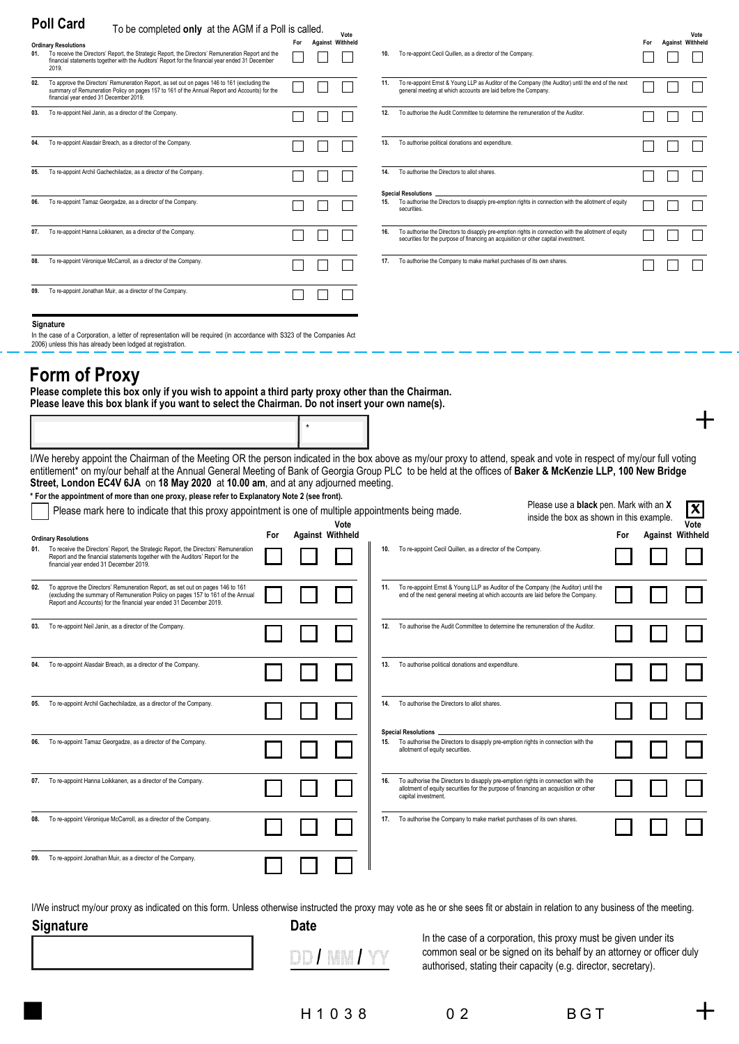## Poll Card

To be completed **only** at the AGM if a Poll is called.

| Ordinary Resolutions | For | Against | Vote Withheld |
|---|---|---|---|
| 01. To receive the Directors' Report, the Strategic Report, the Directors' Remuneration Report and the financial statements together with the Auditors' Report for the financial year ended 31 December 2019. | ☐ | ☐ | ☐ |
| 02. To approve the Directors' Remuneration Report, as set out on pages 146 to 161 (excluding the summary of Remuneration Policy on pages 157 to 161 of the Annual Report and Accounts) for the financial year ended 31 December 2019. | ☐ | ☐ | ☐ |
| 03. To re-appoint Neil Janin, as a director of the Company. | ☐ | ☐ | ☐ |
| 04. To re-appoint Alasdair Breach, as a director of the Company. | ☐ | ☐ | ☐ |
| 05. To re-appoint Archil Gachechiladze, as a director of the Company. | ☐ | ☐ | ☐ |
| 06. To re-appoint Tamaz Georgadze, as a director of the Company. | ☐ | ☐ | ☐ |
| 07. To re-appoint Hanna Loikkanen, as a director of the Company. | ☐ | ☐ | ☐ |
| 08. To re-appoint Véronique McCarroll, as a director of the Company. | ☐ | ☐ | ☐ |
| 09. To re-appoint Jonathan Muir, as a director of the Company. | ☐ | ☐ | ☐ |
| 10. To re-appoint Cecil Quillen, as a director of the Company. | ☐ | ☐ | ☐ |
| 11. To re-appoint Ernst & Young LLP as Auditor of the Company (the Auditor) until the end of the next general meeting at which accounts are laid before the Company. | ☐ | ☐ | ☐ |
| 12. To authorise the Audit Committee to determine the remuneration of the Auditor. | ☐ | ☐ | ☐ |
| 13. To authorise political donations and expenditure. | ☐ | ☐ | ☐ |
| 14. To authorise the Directors to allot shares. | ☐ | ☐ | ☐ |
| **Special Resolutions** | | | |
| 15. To authorise the Directors to disapply pre-emption rights in connection with the allotment of equity securities. | ☐ | ☐ | ☐ |
| 16. To authorise the Directors to disapply pre-emption rights in connection with the allotment of equity securities for the purpose of financing an acquisition or other capital investment. | ☐ | ☐ | ☐ |
| 17. To authorise the Company to make market purchases of its own shares. | ☐ | ☐ | ☐ |

**Signature**

In the case of a Corporation, a letter of representation will be required (in accordance with S323 of the Companies Act 2006) unless this has already been lodged at registration.

## Form of Proxy

**Please complete this box only if you wish to appoint a third party proxy other than the Chairman.**
**Please leave this box blank if you want to select the Chairman. Do not insert your own name(s).**

| | * |
|---|---|
| | |

I/We hereby appoint the Chairman of the Meeting OR the person indicated in the box above as my/our proxy to attend, speak and vote in respect of my/our full voting entitlement* on my/our behalf at the Annual General Meeting of Bank of Georgia Group PLC to be held at the offices of **Baker & McKenzie LLP, 100 New Bridge Street, London EC4V 6JA** on **18 May 2020** at **10.00 am**, and at any adjourned meeting.

**\* For the appointment of more than one proxy, please refer to Explanatory Note 2 (see front).**

☐ Please mark here to indicate that this proxy appointment is one of multiple appointments being made.

Please use a **black** pen. Mark with an **X** inside the box as shown in this example. ☒

| Ordinary Resolutions | For | Against | Vote Withheld |
|---|---|---|---|
| 01. To receive the Directors' Report, the Strategic Report, the Directors' Remuneration Report and the financial statements together with the Auditors' Report for the financial year ended 31 December 2019. | ☐ | ☐ | ☐ |
| 02. To approve the Directors' Remuneration Report, as set out on pages 146 to 161 (excluding the summary of Remuneration Policy on pages 157 to 161 of the Annual Report and Accounts) for the financial year ended 31 December 2019. | ☐ | ☐ | ☐ |
| 03. To re-appoint Neil Janin, as a director of the Company. | ☐ | ☐ | ☐ |
| 04. To re-appoint Alasdair Breach, as a director of the Company. | ☐ | ☐ | ☐ |
| 05. To re-appoint Archil Gachechiladze, as a director of the Company. | ☐ | ☐ | ☐ |
| 06. To re-appoint Tamaz Georgadze, as a director of the Company. | ☐ | ☐ | ☐ |
| 07. To re-appoint Hanna Loikkanen, as a director of the Company. | ☐ | ☐ | ☐ |
| 08. To re-appoint Véronique McCarroll, as a director of the Company. | ☐ | ☐ | ☐ |
| 09. To re-appoint Jonathan Muir, as a director of the Company. | ☐ | ☐ | ☐ |
| 10. To re-appoint Cecil Quillen, as a director of the Company. | ☐ | ☐ | ☐ |
| 11. To re-appoint Ernst & Young LLP as Auditor of the Company (the Auditor) until the end of the next general meeting at which accounts are laid before the Company. | ☐ | ☐ | ☐ |
| 12. To authorise the Audit Committee to determine the remuneration of the Auditor. | ☐ | ☐ | ☐ |
| 13. To authorise political donations and expenditure. | ☐ | ☐ | ☐ |
| 14. To authorise the Directors to allot shares. | ☐ | ☐ | ☐ |
| **Special Resolutions** | | | |
| 15. To authorise the Directors to disapply pre-emption rights in connection with the allotment of equity securities. | ☐ | ☐ | ☐ |
| 16. To authorise the Directors to disapply pre-emption rights in connection with the allotment of equity securities for the purpose of financing an acquisition or other capital investment. | ☐ | ☐ | ☐ |
| 17. To authorise the Company to make market purchases of its own shares. | ☐ | ☐ | ☐ |

I/We instruct my/our proxy as indicated on this form. Unless otherwise instructed the proxy may vote as he or she sees fit or abstain in relation to any business of the meeting.

**Signature**

**Date**

DD / MM / YY

In the case of a corporation, this proxy must be given under its common seal or be signed on its behalf by an attorney or officer duly authorised, stating their capacity (e.g. director, secretary).

H1038 02 BGT